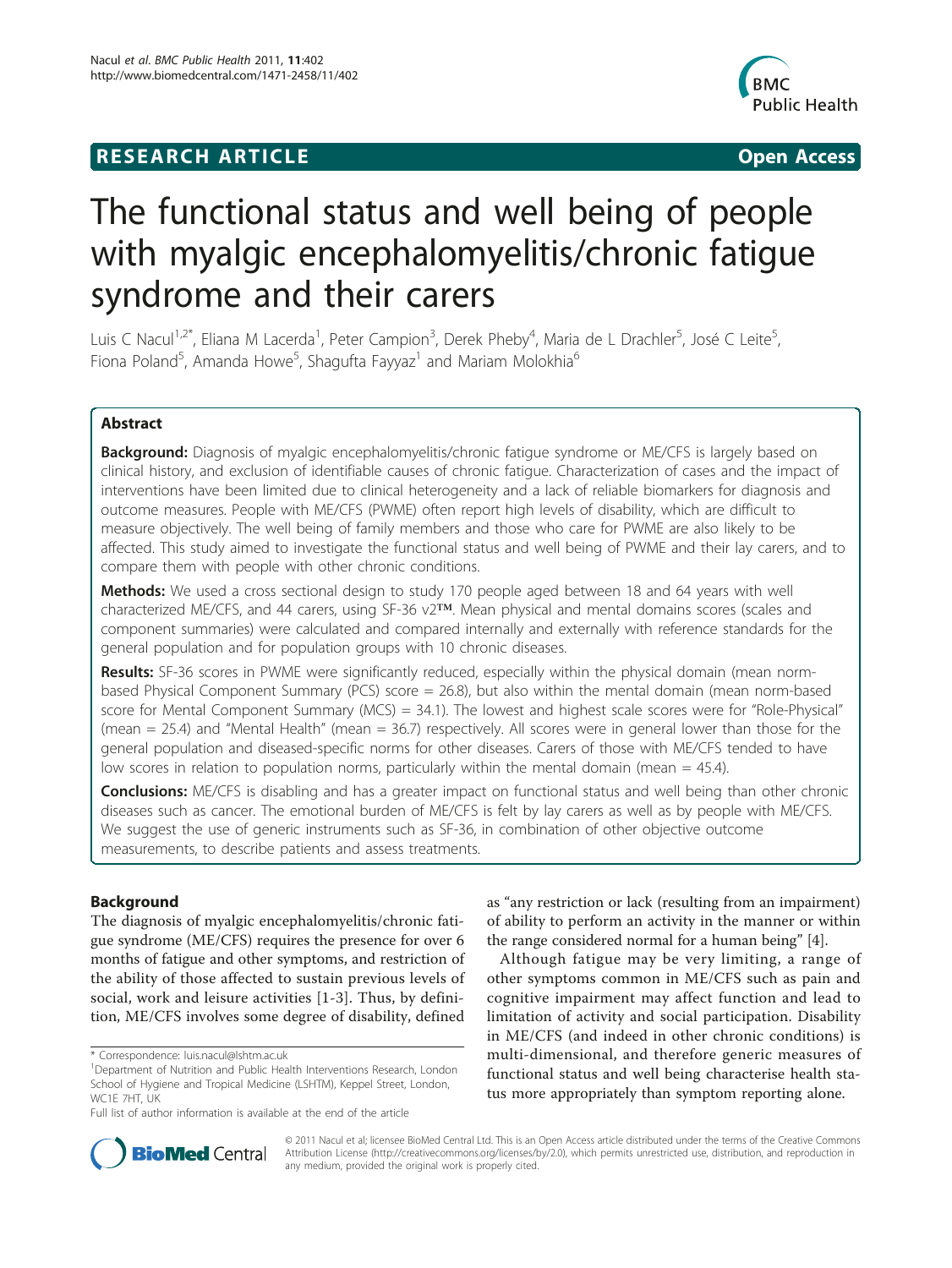RESEARCH ARTICLE Open Access

# The functional status and well being of people with myalgic encephalomyelitis/chronic fatigue syndrome and their carers

Luis C Nacul[1,2*], Eliana M Lacerda[1], Peter Campion[3], Derek Pheby[4], Maria de L Drachler[5], José C Leite[5], Fiona Poland[5], Amanda Howe[5], Shagufta Fayyaz[1] and Mariam Molokhia[6]

## Abstract

**Background:** Diagnosis of myalgic encephalomyelitis/chronic fatigue syndrome or ME/CFS is largely based on clinical history, and exclusion of identifiable causes of chronic fatigue. Characterization of cases and the impact of interventions have been limited due to clinical heterogeneity and a lack of reliable biomarkers for diagnosis and outcome measures. People with ME/CFS (PWME) often report high levels of disability, which are difficult to measure objectively. The well being of family members and those who care for PWME are also likely to be affected. This study aimed to investigate the functional status and well being of PWME and their lay carers, and to compare them with people with other chronic conditions.

**Methods:** We used a cross sectional design to study 170 people aged between 18 and 64 years with well characterized ME/CFS, and 44 carers, using SF-36 v2™. Mean physical and mental domains scores (scales and component summaries) were calculated and compared internally and externally with reference standards for the general population and for population groups with 10 chronic diseases.

**Results:** SF-36 scores in PWME were significantly reduced, especially within the physical domain (mean norm-based Physical Component Summary (PCS) score = 26.8), but also within the mental domain (mean norm-based score for Mental Component Summary (MCS) = 34.1). The lowest and highest scale scores were for "Role-Physical" (mean = 25.4) and "Mental Health" (mean = 36.7) respectively. All scores were in general lower than those for the general population and diseased-specific norms for other diseases. Carers of those with ME/CFS tended to have low scores in relation to population norms, particularly within the mental domain (mean = 45.4).

**Conclusions:** ME/CFS is disabling and has a greater impact on functional status and well being than other chronic diseases such as cancer. The emotional burden of ME/CFS is felt by lay carers as well as by people with ME/CFS. We suggest the use of generic instruments such as SF-36, in combination of other objective outcome measurements, to describe patients and assess treatments.

## Background

The diagnosis of myalgic encephalomyelitis/chronic fatigue syndrome (ME/CFS) requires the presence for over 6 months of fatigue and other symptoms, and restriction of the ability of those affected to sustain previous levels of social, work and leisure activities [1-3]. Thus, by definition, ME/CFS involves some degree of disability, defined as "any restriction or lack (resulting from an impairment) of ability to perform an activity in the manner or within the range considered normal for a human being" [4].

Although fatigue may be very limiting, a range of other symptoms common in ME/CFS such as pain and cognitive impairment may affect function and lead to limitation of activity and social participation. Disability in ME/CFS (and indeed in other chronic conditions) is multi-dimensional, and therefore generic measures of functional status and well being characterise health status more appropriately than symptom reporting alone.

* Correspondence: luis.nacul@lshtm.ac.uk
[1]Department of Nutrition and Public Health Interventions Research, London School of Hygiene and Tropical Medicine (LSHTM), Keppel Street, London, WC1E 7HT, UK
Full list of author information is available at the end of the article

© 2011 Nacul et al; licensee BioMed Central Ltd. This is an Open Access article distributed under the terms of the Creative Commons Attribution License (http://creativecommons.org/licenses/by/2.0), which permits unrestricted use, distribution, and reproduction in any medium, provided the original work is properly cited.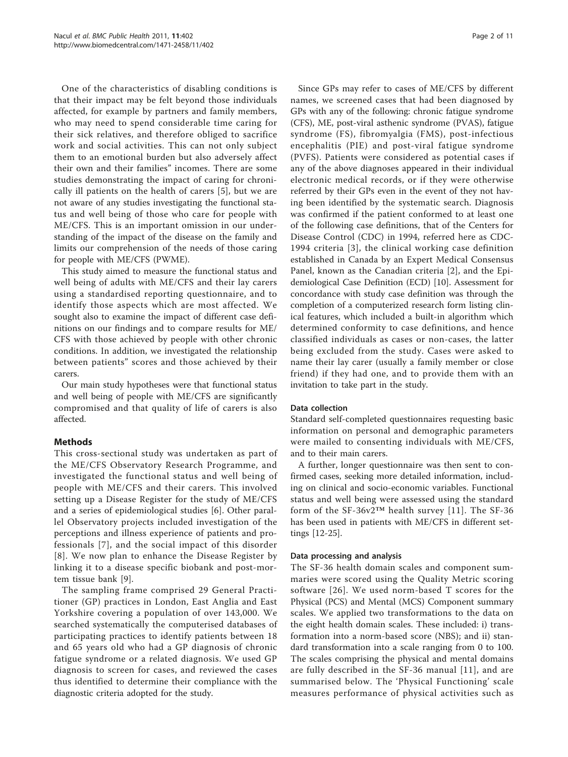One of the characteristics of disabling conditions is that their impact may be felt beyond those individuals affected, for example by partners and family members, who may need to spend considerable time caring for their sick relatives, and therefore obliged to sacrifice work and social activities. This can not only subject them to an emotional burden but also adversely affect their own and their families" incomes. There are some studies demonstrating the impact of caring for chronically ill patients on the health of carers [5], but we are not aware of any studies investigating the functional status and well being of those who care for people with ME/CFS. This is an important omission in our understanding of the impact of the disease on the family and limits our comprehension of the needs of those caring for people with ME/CFS (PWME).

This study aimed to measure the functional status and well being of adults with ME/CFS and their lay carers using a standardised reporting questionnaire, and to identify those aspects which are most affected. We sought also to examine the impact of different case definitions on our findings and to compare results for ME/CFS with those achieved by people with other chronic conditions. In addition, we investigated the relationship between patients" scores and those achieved by their carers.

Our main study hypotheses were that functional status and well being of people with ME/CFS are significantly compromised and that quality of life of carers is also affected.

## Methods

This cross-sectional study was undertaken as part of the ME/CFS Observatory Research Programme, and investigated the functional status and well being of people with ME/CFS and their carers. This involved setting up a Disease Register for the study of ME/CFS and a series of epidemiological studies [6]. Other parallel Observatory projects included investigation of the perceptions and illness experience of patients and professionals [7], and the social impact of this disorder [8]. We now plan to enhance the Disease Register by linking it to a disease specific biobank and post-mortem tissue bank [9].

The sampling frame comprised 29 General Practitioner (GP) practices in London, East Anglia and East Yorkshire covering a population of over 143,000. We searched systematically the computerised databases of participating practices to identify patients between 18 and 65 years old who had a GP diagnosis of chronic fatigue syndrome or a related diagnosis. We used GP diagnosis to screen for cases, and reviewed the cases thus identified to determine their compliance with the diagnostic criteria adopted for the study.

Since GPs may refer to cases of ME/CFS by different names, we screened cases that had been diagnosed by GPs with any of the following: chronic fatigue syndrome (CFS), ME, post-viral asthenic syndrome (PVAS), fatigue syndrome (FS), fibromyalgia (FMS), post-infectious encephalitis (PIE) and post-viral fatigue syndrome (PVFS). Patients were considered as potential cases if any of the above diagnoses appeared in their individual electronic medical records, or if they were otherwise referred by their GPs even in the event of they not having been identified by the systematic search. Diagnosis was confirmed if the patient conformed to at least one of the following case definitions, that of the Centers for Disease Control (CDC) in 1994, referred here as CDC-1994 criteria [3], the clinical working case definition established in Canada by an Expert Medical Consensus Panel, known as the Canadian criteria [2], and the Epidemiological Case Definition (ECD) [10]. Assessment for concordance with study case definition was through the completion of a computerized research form listing clinical features, which included a built-in algorithm which determined conformity to case definitions, and hence classified individuals as cases or non-cases, the latter being excluded from the study. Cases were asked to name their lay carer (usually a family member or close friend) if they had one, and to provide them with an invitation to take part in the study.

### Data collection

Standard self-completed questionnaires requesting basic information on personal and demographic parameters were mailed to consenting individuals with ME/CFS, and to their main carers.

A further, longer questionnaire was then sent to confirmed cases, seeking more detailed information, including on clinical and socio-economic variables. Functional status and well being were assessed using the standard form of the SF-36v2™ health survey [11]. The SF-36 has been used in patients with ME/CFS in different settings [12-25].

### Data processing and analysis

The SF-36 health domain scales and component summaries were scored using the Quality Metric scoring software [26]. We used norm-based T scores for the Physical (PCS) and Mental (MCS) Component summary scales. We applied two transformations to the data on the eight health domain scales. These included: i) transformation into a norm-based score (NBS); and ii) standard transformation into a scale ranging from 0 to 100. The scales comprising the physical and mental domains are fully described in the SF-36 manual [11], and are summarised below. The 'Physical Functioning' scale measures performance of physical activities such as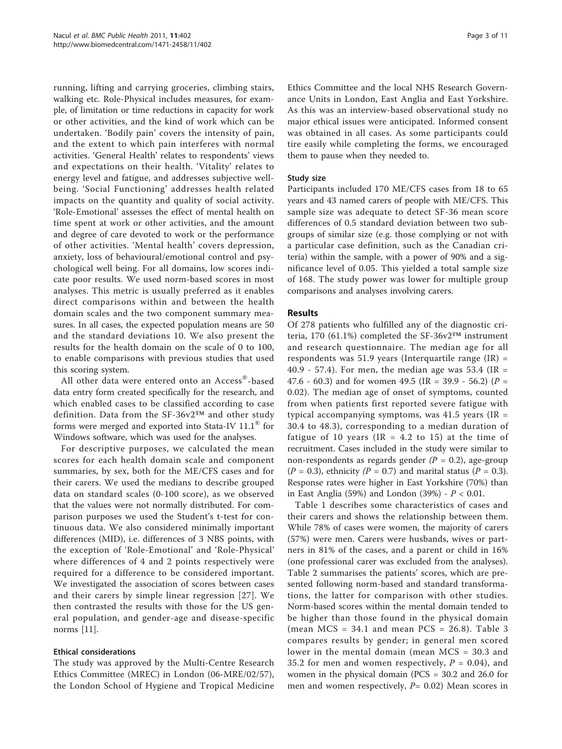running, lifting and carrying groceries, climbing stairs, walking etc. Role-Physical includes measures, for example, of limitation or time reductions in capacity for work or other activities, and the kind of work which can be undertaken. 'Bodily pain' covers the intensity of pain, and the extent to which pain interferes with normal activities. 'General Health' relates to respondents' views and expectations on their health. 'Vitality' relates to energy level and fatigue, and addresses subjective well-being. 'Social Functioning' addresses health related impacts on the quantity and quality of social activity. 'Role-Emotional' assesses the effect of mental health on time spent at work or other activities, and the amount and degree of care devoted to work or the performance of other activities. 'Mental health' covers depression, anxiety, loss of behavioural/emotional control and psychological well being. For all domains, low scores indicate poor results. We used norm-based scores in most analyses. This metric is usually preferred as it enables direct comparisons within and between the health domain scales and the two component summary measures. In all cases, the expected population means are 50 and the standard deviations 10. We also present the results for the health domain on the scale of 0 to 100, to enable comparisons with previous studies that used this scoring system.

All other data were entered onto an Access®-based data entry form created specifically for the research, and which enabled cases to be classified according to case definition. Data from the SF-36v2™ and other study forms were merged and exported into Stata-IV 11.1® for Windows software, which was used for the analyses.

For descriptive purposes, we calculated the mean scores for each health domain scale and component summaries, by sex, both for the ME/CFS cases and for their carers. We used the medians to describe grouped data on standard scales (0-100 score), as we observed that the values were not normally distributed. For comparison purposes we used the Student's t-test for continuous data. We also considered minimally important differences (MID), i.e. differences of 3 NBS points, with the exception of 'Role-Emotional' and 'Role-Physical' where differences of 4 and 2 points respectively were required for a difference to be considered important. We investigated the association of scores between cases and their carers by simple linear regression [27]. We then contrasted the results with those for the US general population, and gender-age and disease-specific norms [11].

### Ethical considerations

The study was approved by the Multi-Centre Research Ethics Committee (MREC) in London (06-MRE/02/57), the London School of Hygiene and Tropical Medicine Ethics Committee and the local NHS Research Governance Units in London, East Anglia and East Yorkshire. As this was an interview-based observational study no major ethical issues were anticipated. Informed consent was obtained in all cases. As some participants could tire easily while completing the forms, we encouraged them to pause when they needed to.

### Study size

Participants included 170 ME/CFS cases from 18 to 65 years and 43 named carers of people with ME/CFS. This sample size was adequate to detect SF-36 mean score differences of 0.5 standard deviation between two subgroups of similar size (e.g. those complying or not with a particular case definition, such as the Canadian criteria) within the sample, with a power of 90% and a significance level of 0.05. This yielded a total sample size of 168. The study power was lower for multiple group comparisons and analyses involving carers.

## Results

Of 278 patients who fulfilled any of the diagnostic criteria, 170 (61.1%) completed the SF-36v2™ instrument and research questionnaire. The median age for all respondents was 51.9 years (Interquartile range (IR) = 40.9 - 57.4). For men, the median age was 53.4 (IR = 47.6 - 60.3) and for women 49.5 (IR = 39.9 - 56.2) ($P$ = 0.02). The median age of onset of symptoms, counted from when patients first reported severe fatigue with typical accompanying symptoms, was 41.5 years (IR = 30.4 to 48.3), corresponding to a median duration of fatigue of 10 years (IR = 4.2 to 15) at the time of recruitment. Cases included in the study were similar to non-respondents as regards gender ($P$ = 0.2), age-group ($P$ = 0.3), ethnicity ($P$ = 0.7) and marital status ($P$ = 0.3). Response rates were higher in East Yorkshire (70%) than in East Anglia (59%) and London (39%) - $P < 0.01$.

Table 1 describes some characteristics of cases and their carers and shows the relationship between them. While 78% of cases were women, the majority of carers (57%) were men. Carers were husbands, wives or partners in 81% of the cases, and a parent or child in 16% (one professional carer was excluded from the analyses). Table 2 summarises the patients' scores, which are presented following norm-based and standard transformations, the latter for comparison with other studies. Norm-based scores within the mental domain tended to be higher than those found in the physical domain (mean MCS = 34.1 and mean PCS = 26.8). Table 3 compares results by gender; in general men scored lower in the mental domain (mean MCS = 30.3 and 35.2 for men and women respectively, $P$ = 0.04), and women in the physical domain (PCS = 30.2 and 26.0 for men and women respectively, $P$= 0.02) Mean scores in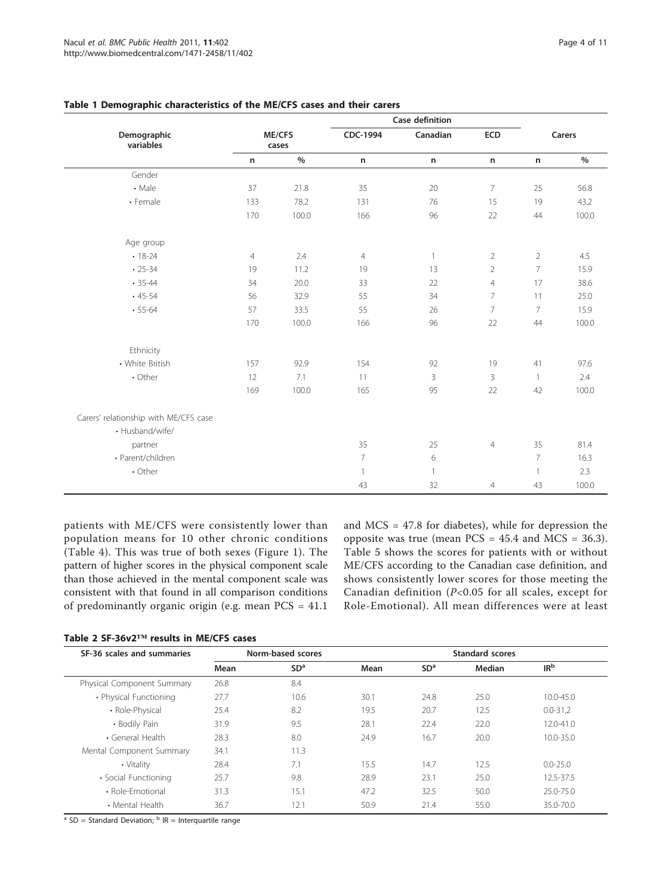**Table 1 Demographic characteristics of the ME/CFS cases and their carers**

| Demographic variables | ME/CFS cases | | Case definition | | | Carers | |
|---|---|---|---|---|---|---|---|
| | | | CDC-1994 | Canadian | ECD | | |
| | n | % | n | n | n | n | % |
| Gender | | | | | | | |
| • Male | 37 | 21.8 | 35 | 20 | 7 | 25 | 56.8 |
| • Female | 133 | 78.2 | 131 | 76 | 15 | 19 | 43.2 |
| | 170 | 100.0 | 166 | 96 | 22 | 44 | 100.0 |
| Age group | | | | | | | |
| • 18-24 | 4 | 2.4 | 4 | 1 | 2 | 2 | 4.5 |
| • 25-34 | 19 | 11.2 | 19 | 13 | 2 | 7 | 15.9 |
| • 35-44 | 34 | 20.0 | 33 | 22 | 4 | 17 | 38.6 |
| • 45-54 | 56 | 32.9 | 55 | 34 | 7 | 11 | 25.0 |
| • 55-64 | 57 | 33.5 | 55 | 26 | 7 | 7 | 15.9 |
| | 170 | 100.0 | 166 | 96 | 22 | 44 | 100.0 |
| Ethnicity | | | | | | | |
| • White British | 157 | 92.9 | 154 | 92 | 19 | 41 | 97.6 |
| • Other | 12 | 7.1 | 11 | 3 | 3 | 1 | 2.4 |
| | 169 | 100.0 | 165 | 95 | 22 | 42 | 100.0 |
| Carers' relationship with ME/CFS case | | | | | | | |
| • Husband/wife/ partner | | | 35 | 25 | 4 | 35 | 81.4 |
| • Parent/children | | | 7 | 6 | | 7 | 16.3 |
| • Other | | | 1 | 1 | | 1 | 2.3 |
| | | | 43 | 32 | 4 | 43 | 100.0 |

patients with ME/CFS were consistently lower than population means for 10 other chronic conditions (Table 4). This was true of both sexes (Figure 1). The pattern of higher scores in the physical component scale than those achieved in the mental component scale was consistent with that found in all comparison conditions of predominantly organic origin (e.g. mean PCS = 41.1 and MCS = 47.8 for diabetes), while for depression the opposite was true (mean PCS = 45.4 and MCS = 36.3). Table 5 shows the scores for patients with or without ME/CFS according to the Canadian case definition, and shows consistently lower scores for those meeting the Canadian definition ($P<0.05$ for all scales, except for Role-Emotional). All mean differences were at least

**Table 2 SF-36v2™ results in ME/CFS cases**

| SF-36 scales and summaries | Norm-based scores | | Standard scores | | | |
|---|---|---|---|---|---|---|
| | Mean | SD[a] | Mean | SD[a] | Median | IR[b] |
| Physical Component Summary | 26.8 | 8.4 | | | | |
| • Physical Functioning | 27.7 | 10.6 | 30.1 | 24.8 | 25.0 | 10.0-45.0 |
| • Role-Physical | 25.4 | 8.2 | 19.5 | 20.7 | 12.5 | 0.0-31,2 |
| • Bodily Pain | 31.9 | 9.5 | 28.1 | 22.4 | 22.0 | 12.0-41.0 |
| • General Health | 28.3 | 8.0 | 24.9 | 16.7 | 20.0 | 10.0-35.0 |
| Mental Component Summary | 34.1 | 11.3 | | | | |
| • Vitality | 28.4 | 7.1 | 15.5 | 14.7 | 12.5 | 0.0-25.0 |
| • Social Functioning | 25.7 | 9.8 | 28.9 | 23.1 | 25.0 | 12.5-37.5 |
| • Role-Emotional | 31.3 | 15.1 | 47.2 | 32.5 | 50.0 | 25.0-75.0 |
| • Mental Health | 36.7 | 12.1 | 50.9 | 21.4 | 55.0 | 35.0-70.0 |

[a] SD = Standard Deviation; [b] IR = Interquartile range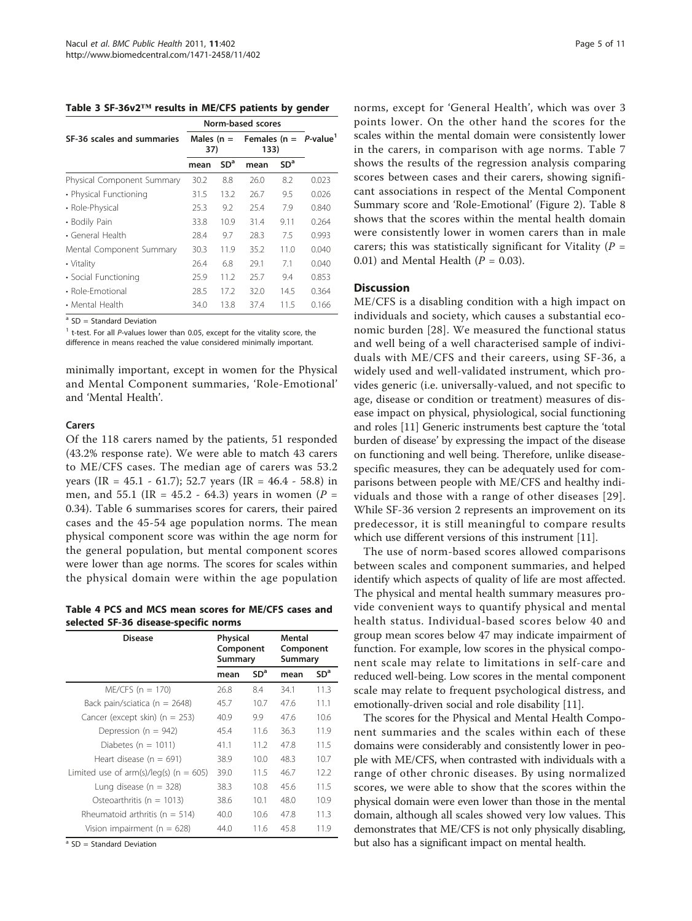**Table 3 SF-36v2™ results in ME/CFS patients by gender**

| SF-36 scales and summaries | Norm-based scores | | | | |
|---|---|---|---|---|---|
| | Males (n = 37) | | Females (n = 133) | | P-value[1] |
| | mean | SD[a] | mean | SD[a] | |
| Physical Component Summary | 30.2 | 8.8 | 26.0 | 8.2 | 0.023 |
| • Physical Functioning | 31.5 | 13.2 | 26.7 | 9.5 | 0.026 |
| • Role-Physical | 25.3 | 9.2 | 25.4 | 7.9 | 0.840 |
| • Bodily Pain | 33.8 | 10.9 | 31.4 | 9.11 | 0.264 |
| • General Health | 28.4 | 9.7 | 28.3 | 7.5 | 0.993 |
| Mental Component Summary | 30.3 | 11.9 | 35.2 | 11.0 | 0.040 |
| • Vitality | 26.4 | 6.8 | 29.1 | 7.1 | 0.040 |
| • Social Functioning | 25.9 | 11.2 | 25.7 | 9.4 | 0.853 |
| • Role-Emotional | 28.5 | 17.2 | 32.0 | 14.5 | 0.364 |
| • Mental Health | 34.0 | 13.8 | 37.4 | 11.5 | 0.166 |

[a] SD = Standard Deviation

[1] t-test. For all P-values lower than 0.05, except for the vitality score, the difference in means reached the value considered minimally important.

minimally important, except in women for the Physical and Mental Component summaries, 'Role-Emotional' and 'Mental Health'.

### Carers

Of the 118 carers named by the patients, 51 responded (43.2% response rate). We were able to match 43 carers to ME/CFS cases. The median age of carers was 53.2 years (IR = 45.1 - 61.7); 52.7 years (IR = 46.4 - 58.8) in men, and 55.1 (IR = 45.2 - 64.3) years in women ($P$ = 0.34). Table 6 summarises scores for carers, their paired cases and the 45-54 age population norms. The mean physical component score was within the age norm for the general population, but mental component scores were lower than age norms. The scores for scales within the physical domain were within the age population norms, except for 'General Health', which was over 3 points lower. On the other hand the scores for the scales within the mental domain were consistently lower in the carers, in comparison with age norms. Table 7 shows the results of the regression analysis comparing scores between cases and their carers, showing significant associations in respect of the Mental Component Summary score and 'Role-Emotional' (Figure 2). Table 8 shows that the scores within the mental health domain were consistently lower in women carers than in male carers; this was statistically significant for Vitality ($P$ = 0.01) and Mental Health ($P$ = 0.03).

**Table 4 PCS and MCS mean scores for ME/CFS cases and selected SF-36 disease-specific norms**

| Disease | Physical Component Summary | | Mental Component Summary | |
|---|---|---|---|---|
| | mean | SD[a] | mean | SD[a] |
| ME/CFS (n = 170) | 26.8 | 8.4 | 34.1 | 11.3 |
| Back pain/sciatica (n = 2648) | 45.7 | 10.7 | 47.6 | 11.1 |
| Cancer (except skin) (n = 253) | 40.9 | 9.9 | 47.6 | 10.6 |
| Depression (n = 942) | 45.4 | 11.6 | 36.3 | 11.9 |
| Diabetes (n = 1011) | 41.1 | 11.2 | 47.8 | 11.5 |
| Heart disease (n = 691) | 38.9 | 10.0 | 48.3 | 10.7 |
| Limited use of arm(s)/leg(s) (n = 605) | 39.0 | 11.5 | 46.7 | 12.2 |
| Lung disease (n = 328) | 38.3 | 10.8 | 45.6 | 11.5 |
| Osteoarthritis (n = 1013) | 38.6 | 10.1 | 48.0 | 10.9 |
| Rheumatoid arthritis (n = 514) | 40.0 | 10.6 | 47.8 | 11.3 |
| Vision impairment (n = 628) | 44.0 | 11.6 | 45.8 | 11.9 |

[a] SD = Standard Deviation

## Discussion

ME/CFS is a disabling condition with a high impact on individuals and society, which causes a substantial economic burden [28]. We measured the functional status and well being of a well characterised sample of individuals with ME/CFS and their careers, using SF-36, a widely used and well-validated instrument, which provides generic (i.e. universally-valued, and not specific to age, disease or condition or treatment) measures of disease impact on physical, physiological, social functioning and roles [11] Generic instruments best capture the 'total burden of disease' by expressing the impact of the disease on functioning and well being. Therefore, unlike disease-specific measures, they can be adequately used for comparisons between people with ME/CFS and healthy individuals and those with a range of other diseases [29]. While SF-36 version 2 represents an improvement on its predecessor, it is still meaningful to compare results which use different versions of this instrument [11].

The use of norm-based scores allowed comparisons between scales and component summaries, and helped identify which aspects of quality of life are most affected. The physical and mental health summary measures provide convenient ways to quantify physical and mental health status. Individual-based scores below 40 and group mean scores below 47 may indicate impairment of function. For example, low scores in the physical component scale may relate to limitations in self-care and reduced well-being. Low scores in the mental component scale may relate to frequent psychological distress, and emotionally-driven social and role disability [11].

The scores for the Physical and Mental Health Component summaries and the scales within each of these domains were considerably and consistently lower in people with ME/CFS, when contrasted with individuals with a range of other chronic diseases. By using normalized scores, we were able to show that the scores within the physical domain were even lower than those in the mental domain, although all scales showed very low values. This demonstrates that ME/CFS is not only physically disabling, but also has a significant impact on mental health.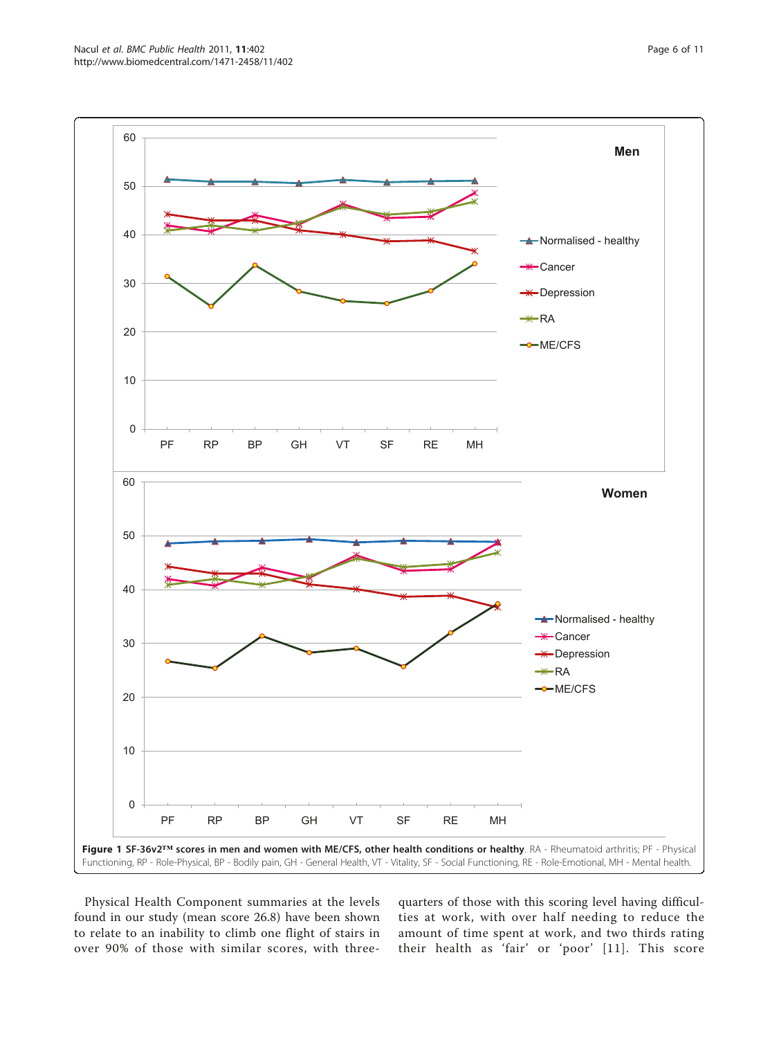**Figure 1 SF-36v2™ scores in men and women with ME/CFS, other health conditions or healthy**. RA - Rheumatoid arthritis; PF - Physical Functioning, RP - Role-Physical, BP - Bodily pain, GH - General Health, VT - Vitality, SF - Social Functioning, RE - Role-Emotional, MH - Mental health.

Physical Health Component summaries at the levels found in our study (mean score 26.8) have been shown to relate to an inability to climb one flight of stairs in over 90% of those with similar scores, with three-quarters of those with this scoring level having difficulties at work, with over half needing to reduce the amount of time spent at work, and two thirds rating their health as 'fair' or 'poor' [11]. This score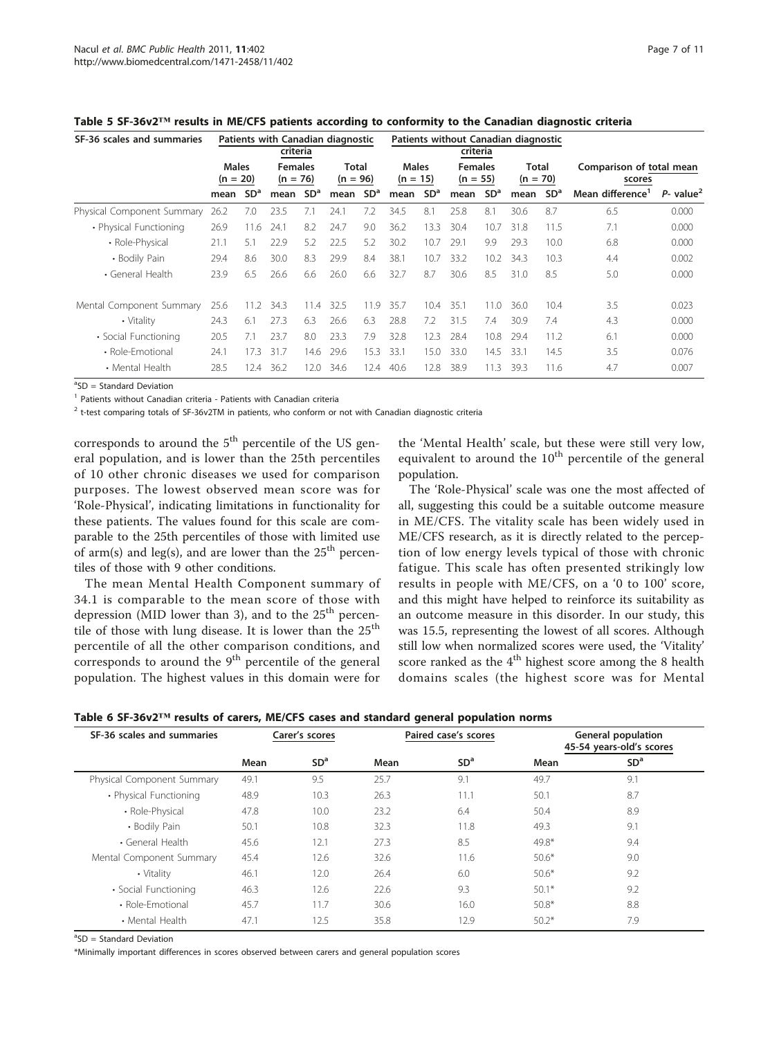**Table 5 SF-36v2™ results in ME/CFS patients according to conformity to the Canadian diagnostic criteria**

| SF-36 scales and summaries | Patients with Canadian diagnostic criteria | | | | | | Patients without Canadian diagnostic criteria | | | | | | Comparison of total mean scores | |
|---|---|---|---|---|---|---|---|---|---|---|---|---|---|---|
| | Males (n = 20) | | Females (n = 76) | | Total (n = 96) | | Males (n = 15) | | Females (n = 55) | | Total (n = 70) | | | |
| | mean | SD[a] | mean | SD[a] | mean | SD[a] | mean | SD[a] | mean | SD[a] | mean | SD[a] | Mean difference[1] | P- value[2] |
| Physical Component Summary | 26.2 | 7.0 | 23.5 | 7.1 | 24.1 | 7.2 | 34.5 | 8.1 | 25.8 | 8.1 | 30.6 | 8.7 | 6.5 | 0.000 |
| • Physical Functioning | 26.9 | 11.6 | 24.1 | 8.2 | 24.7 | 9.0 | 36.2 | 13.3 | 30.4 | 10.7 | 31.8 | 11.5 | 7.1 | 0.000 |
| • Role-Physical | 21.1 | 5.1 | 22.9 | 5.2 | 22.5 | 5.2 | 30.2 | 10.7 | 29.1 | 9.9 | 29.3 | 10.0 | 6.8 | 0.000 |
| • Bodily Pain | 29.4 | 8.6 | 30.0 | 8.3 | 29.9 | 8.4 | 38.1 | 10.7 | 33.2 | 10.2 | 34.3 | 10.3 | 4.4 | 0.002 |
| • General Health | 23.9 | 6.5 | 26.6 | 6.6 | 26.0 | 6.6 | 32.7 | 8.7 | 30.6 | 8.5 | 31.0 | 8.5 | 5.0 | 0.000 |
| Mental Component Summary | 25.6 | 11.2 | 34.3 | 11.4 | 32.5 | 11.9 | 35.7 | 10.4 | 35.1 | 11.0 | 36.0 | 10.4 | 3.5 | 0.023 |
| • Vitality | 24.3 | 6.1 | 27.3 | 6.3 | 26.6 | 6.3 | 28.8 | 7.2 | 31.5 | 7.4 | 30.9 | 7.4 | 4.3 | 0.000 |
| • Social Functioning | 20.5 | 7.1 | 23.7 | 8.0 | 23.3 | 7.9 | 32.8 | 12.3 | 28.4 | 10.8 | 29.4 | 11.2 | 6.1 | 0.000 |
| • Role-Emotional | 24.1 | 17.3 | 31.7 | 14.6 | 29.6 | 15.3 | 33.1 | 15.0 | 33.0 | 14.5 | 33.1 | 14.5 | 3.5 | 0.076 |
| • Mental Health | 28.5 | 12.4 | 36.2 | 12.0 | 34.6 | 12.4 | 40.6 | 12.8 | 38.9 | 11.3 | 39.3 | 11.6 | 4.7 | 0.007 |

[a]SD = Standard Deviation

[1] Patients without Canadian criteria - Patients with Canadian criteria

[2] t-test comparing totals of SF-36v2TM in patients, who conform or not with Canadian diagnostic criteria

corresponds to around the 5th percentile of the US general population, and is lower than the 25th percentiles of 10 other chronic diseases we used for comparison purposes. The lowest observed mean score was for 'Role-Physical', indicating limitations in functionality for these patients. The values found for this scale are comparable to the 25th percentiles of those with limited use of arm(s) and leg(s), and are lower than the 25th percentiles of those with 9 other conditions.

The mean Mental Health Component summary of 34.1 is comparable to the mean score of those with depression (MID lower than 3), and to the 25th percentile of those with lung disease. It is lower than the 25th percentile of all the other comparison conditions, and corresponds to around the 9th percentile of the general population. The highest values in this domain were for the 'Mental Health' scale, but these were still very low, equivalent to around the 10th percentile of the general population.

The 'Role-Physical' scale was one the most affected of all, suggesting this could be a suitable outcome measure in ME/CFS. The vitality scale has been widely used in ME/CFS research, as it is directly related to the perception of low energy levels typical of those with chronic fatigue. This scale has often presented strikingly low results in people with ME/CFS, on a '0 to 100' score, and this might have helped to reinforce its suitability as an outcome measure in this disorder. In our study, this was 15.5, representing the lowest of all scores. Although still low when normalized scores were used, the 'Vitality' score ranked as the 4th highest score among the 8 health domains scales (the highest score was for Mental

**Table 6 SF-36v2™ results of carers, ME/CFS cases and standard general population norms**

| SF-36 scales and summaries | Carer's scores | | Paired case's scores | | General population 45-54 years-old's scores | |
|---|---|---|---|---|---|---|
| | Mean | SD[a] | Mean | SD[a] | Mean | SD[a] |
| Physical Component Summary | 49.1 | 9.5 | 25.7 | 9.1 | 49.7 | 9.1 |
| • Physical Functioning | 48.9 | 10.3 | 26.3 | 11.1 | 50.1 | 8.7 |
| • Role-Physical | 47.8 | 10.0 | 23.2 | 6.4 | 50.4 | 8.9 |
| • Bodily Pain | 50.1 | 10.8 | 32.3 | 11.8 | 49.3 | 9.1 |
| • General Health | 45.6 | 12.1 | 27.3 | 8.5 | 49.8* | 9.4 |
| Mental Component Summary | 45.4 | 12.6 | 32.6 | 11.6 | 50.6* | 9.0 |
| • Vitality | 46.1 | 12.0 | 26.4 | 6.0 | 50.6* | 9.2 |
| • Social Functioning | 46.3 | 12.6 | 22.6 | 9.3 | 50.1* | 9.2 |
| • Role-Emotional | 45.7 | 11.7 | 30.6 | 16.0 | 50.8* | 8.8 |
| • Mental Health | 47.1 | 12.5 | 35.8 | 12.9 | 50.2* | 7.9 |

[a]SD = Standard Deviation

*Minimally important differences in scores observed between carers and general population scores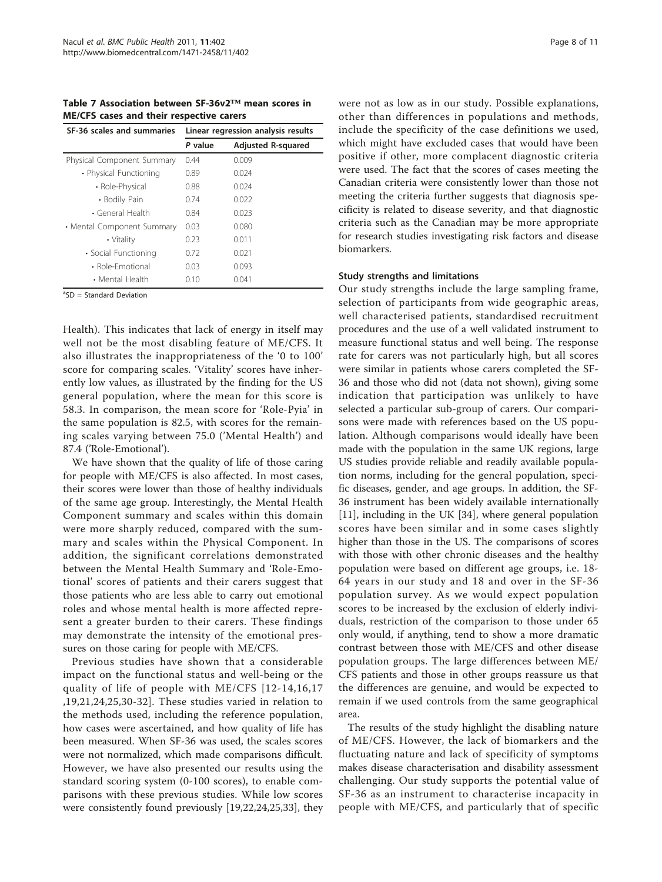**Table 7 Association between SF-36v2™ mean scores in ME/CFS cases and their respective carers**

| SF-36 scales and summaries | Linear regression analysis results | |
|---|---|---|
| | *P* value | Adjusted R-squared |
| Physical Component Summary | 0.44 | 0.009 |
| • Physical Functioning | 0.89 | 0.024 |
| • Role-Physical | 0.88 | 0.024 |
| • Bodily Pain | 0.74 | 0.022 |
| • General Health | 0.84 | 0.023 |
| • Mental Component Summary | 0.03 | 0.080 |
| • Vitality | 0.23 | 0.011 |
| • Social Functioning | 0.72 | 0.021 |
| • Role-Emotional | 0.03 | 0.093 |
| • Mental Health | 0.10 | 0.041 |

[a]SD = Standard Deviation

Health). This indicates that lack of energy in itself may well not be the most disabling feature of ME/CFS. It also illustrates the inappropriateness of the '0 to 100' score for comparing scales. 'Vitality' scores have inherently low values, as illustrated by the finding for the US general population, where the mean for this score is 58.3. In comparison, the mean score for 'Role-Pyia' in the same population is 82.5, with scores for the remaining scales varying between 75.0 ('Mental Health') and 87.4 ('Role-Emotional').

We have shown that the quality of life of those caring for people with ME/CFS is also affected. In most cases, their scores were lower than those of healthy individuals of the same age group. Interestingly, the Mental Health Component summary and scales within this domain were more sharply reduced, compared with the summary and scales within the Physical Component. In addition, the significant correlations demonstrated between the Mental Health Summary and 'Role-Emotional' scores of patients and their carers suggest that those patients who are less able to carry out emotional roles and whose mental health is more affected represent a greater burden to their carers. These findings may demonstrate the intensity of the emotional pressures on those caring for people with ME/CFS.

Previous studies have shown that a considerable impact on the functional status and well-being or the quality of life of people with ME/CFS [12-14,16,17,19,21,24,25,30-32]. These studies varied in relation to the methods used, including the reference population, how cases were ascertained, and how quality of life has been measured. When SF-36 was used, the scales scores were not normalized, which made comparisons difficult. However, we have also presented our results using the standard scoring system (0-100 scores), to enable comparisons with these previous studies. While low scores were consistently found previously [19,22,24,25,33], they were not as low as in our study. Possible explanations, other than differences in populations and methods, include the specificity of the case definitions we used, which might have excluded cases that would have been positive if other, more complacent diagnostic criteria were used. The fact that the scores of cases meeting the Canadian criteria were consistently lower than those not meeting the criteria further suggests that diagnosis specificity is related to disease severity, and that diagnostic criteria such as the Canadian may be more appropriate for research studies investigating risk factors and disease biomarkers.

### Study strengths and limitations

Our study strengths include the large sampling frame, selection of participants from wide geographic areas, well characterised patients, standardised recruitment procedures and the use of a well validated instrument to measure functional status and well being. The response rate for carers was not particularly high, but all scores were similar in patients whose carers completed the SF-36 and those who did not (data not shown), giving some indication that participation was unlikely to have selected a particular sub-group of carers. Our comparisons were made with references based on the US population. Although comparisons would ideally have been made with the population in the same UK regions, large US studies provide reliable and readily available population norms, including for the general population, specific diseases, gender, and age groups. In addition, the SF-36 instrument has been widely available internationally [11], including in the UK [34], where general population scores have been similar and in some cases slightly higher than those in the US. The comparisons of scores with those with other chronic diseases and the healthy population were based on different age groups, i.e. 18-64 years in our study and 18 and over in the SF-36 population survey. As we would expect population scores to be increased by the exclusion of elderly individuals, restriction of the comparison to those under 65 only would, if anything, tend to show a more dramatic contrast between those with ME/CFS and other disease population groups. The large differences between ME/CFS patients and those in other groups reassure us that the differences are genuine, and would be expected to remain if we used controls from the same geographical area.

The results of the study highlight the disabling nature of ME/CFS. However, the lack of biomarkers and the fluctuating nature and lack of specificity of symptoms makes disease characterisation and disability assessment challenging. Our study supports the potential value of SF-36 as an instrument to characterise incapacity in people with ME/CFS, and particularly that of specific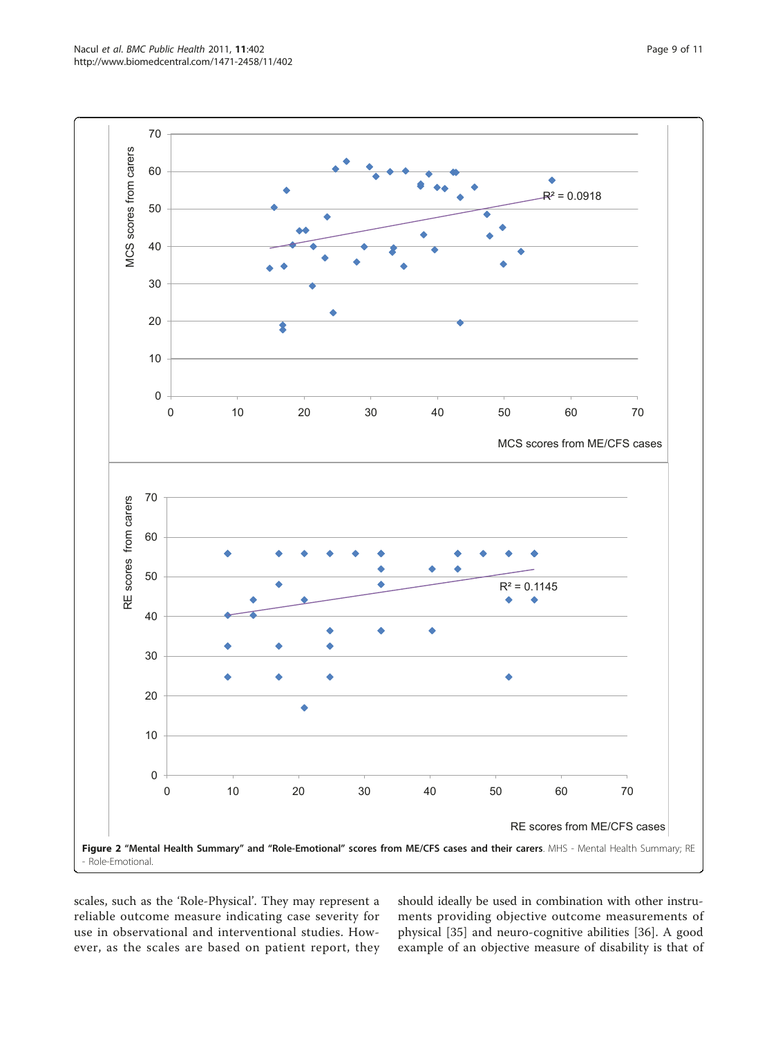**Figure 2 "Mental Health Summary" and "Role-Emotional" scores from ME/CFS cases and their carers**. MHS - Mental Health Summary; RE - Role-Emotional.

scales, such as the 'Role-Physical'. They may represent a reliable outcome measure indicating case severity for use in observational and interventional studies. However, as the scales are based on patient report, they should ideally be used in combination with other instruments providing objective outcome measurements of physical [35] and neuro-cognitive abilities [36]. A good example of an objective measure of disability is that of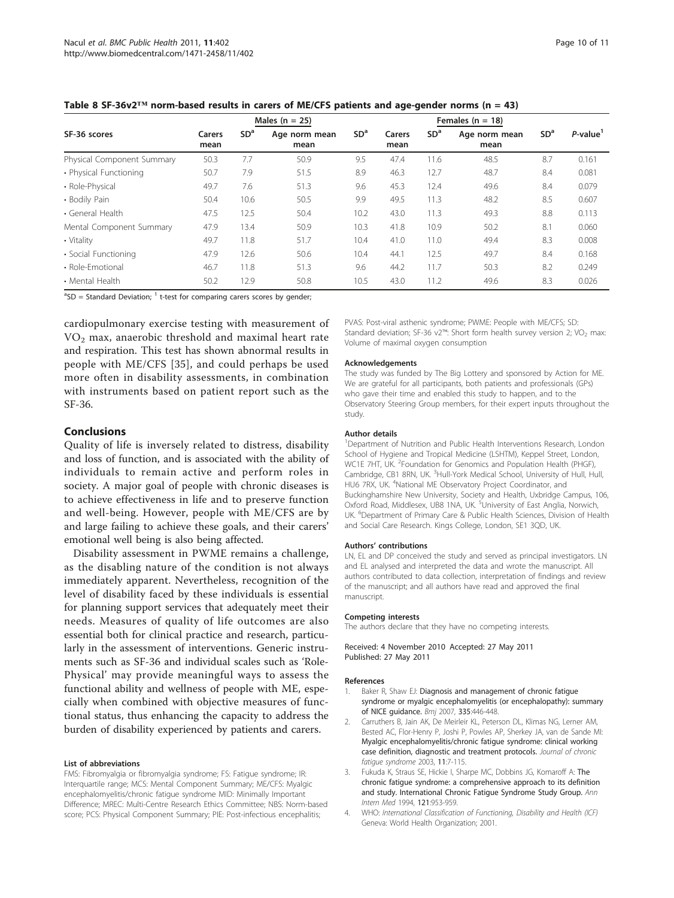**Table 8 SF-36v2™ norm-based results in carers of ME/CFS patients and age-gender norms (n = 43)**

| SF-36 scores | Males (n = 25) | | | | Females (n = 18) | | | | |
|---|---|---|---|---|---|---|---|---|---|
| | Carers mean | SD[a] | Age norm mean mean | SD[a] | Carers mean | SD[a] | Age norm mean mean | SD[a] | *P*-value[1] |
| Physical Component Summary | 50.3 | 7.7 | 50.9 | 9.5 | 47.4 | 11.6 | 48.5 | 8.7 | 0.161 |
| • Physical Functioning | 50.7 | 7.9 | 51.5 | 8.9 | 46.3 | 12.7 | 48.7 | 8.4 | 0.081 |
| • Role-Physical | 49.7 | 7.6 | 51.3 | 9.6 | 45.3 | 12.4 | 49.6 | 8.4 | 0.079 |
| • Bodily Pain | 50.4 | 10.6 | 50.5 | 9.9 | 49.5 | 11.3 | 48.2 | 8.5 | 0.607 |
| • General Health | 47.5 | 12.5 | 50.4 | 10.2 | 43.0 | 11.3 | 49.3 | 8.8 | 0.113 |
| Mental Component Summary | 47.9 | 13.4 | 50.9 | 10.3 | 41.8 | 10.9 | 50.2 | 8.1 | 0.060 |
| • Vitality | 49.7 | 11.8 | 51.7 | 10.4 | 41.0 | 11.0 | 49.4 | 8.3 | 0.008 |
| • Social Functioning | 47.9 | 12.6 | 50.6 | 10.4 | 44.1 | 12.5 | 49.7 | 8.4 | 0.168 |
| • Role-Emotional | 46.7 | 11.8 | 51.3 | 9.6 | 44.2 | 11.7 | 50.3 | 8.2 | 0.249 |
| • Mental Health | 50.2 | 12.9 | 50.8 | 10.5 | 43.0 | 11.2 | 49.6 | 8.3 | 0.026 |

[a]SD = Standard Deviation; [1] t-test for comparing carers scores by gender;

cardiopulmonary exercise testing with measurement of $VO_2$ max, anaerobic threshold and maximal heart rate and respiration. This test has shown abnormal results in people with ME/CFS [35], and could perhaps be used more often in disability assessments, in combination with instruments based on patient report such as the SF-36.

## Conclusions

Quality of life is inversely related to distress, disability and loss of function, and is associated with the ability of individuals to remain active and perform roles in society. A major goal of people with chronic diseases is to achieve effectiveness in life and to preserve function and well-being. However, people with ME/CFS are by and large failing to achieve these goals, and their carers' emotional well being is also being affected.

Disability assessment in PWME remains a challenge, as the disabling nature of the condition is not always immediately apparent. Nevertheless, recognition of the level of disability faced by these individuals is essential for planning support services that adequately meet their needs. Measures of quality of life outcomes are also essential both for clinical practice and research, particularly in the assessment of interventions. Generic instruments such as SF-36 and individual scales such as 'Role-Physical' may provide meaningful ways to assess the functional ability and wellness of people with ME, especially when combined with objective measures of functional status, thus enhancing the capacity to address the burden of disability experienced by patients and carers.

#### List of abbreviations

FMS: Fibromyalgia or fibromyalgia syndrome; FS: Fatigue syndrome; IR: Interquartile range; MCS: Mental Component Summary; ME/CFS: Myalgic encephalomyelitis/chronic fatigue syndrome MID: Minimally Important Difference; MREC: Multi-Centre Research Ethics Committee; NBS: Norm-based score; PCS: Physical Component Summary; PIE: Post-infectious encephalitis; PVAS: Post-viral asthenic syndrome; PWME: People with ME/CFS; SD: Standard deviation; SF-36 v2™: Short form health survey version 2; $VO_2$ max: Volume of maximal oxygen consumption

#### Acknowledgements

The study was funded by The Big Lottery and sponsored by Action for ME. We are grateful for all participants, both patients and professionals (GPs) who gave their time and enabled this study to happen, and to the Observatory Steering Group members, for their expert inputs throughout the study.

#### Author details

[1]Department of Nutrition and Public Health Interventions Research, London School of Hygiene and Tropical Medicine (LSHTM), Keppel Street, London, WC1E 7HT, UK. [2]Foundation for Genomics and Population Health (PHGF), Cambridge, CB1 8RN, UK. [3]Hull-York Medical School, University of Hull, Hull, HU6 7RX, UK. [4]National ME Observatory Project Coordinator, and Buckinghamshire New University, Society and Health, Uxbridge Campus, 106, Oxford Road, Middlesex, UB8 1NA, UK. [5]University of East Anglia, Norwich, UK. [6]Department of Primary Care & Public Health Sciences, Division of Health and Social Care Research. Kings College, London, SE1 3QD, UK.

#### Authors' contributions

LN, EL and DP conceived the study and served as principal investigators. LN and EL analysed and interpreted the data and wrote the manuscript. All authors contributed to data collection, interpretation of findings and review of the manuscript; and all authors have read and approved the final manuscript.

#### Competing interests

The authors declare that they have no competing interests.

Received: 4 November 2010 Accepted: 27 May 2011
Published: 27 May 2011

#### References

1. Baker R, Shaw EJ: **Diagnosis and management of chronic fatigue syndrome or myalgic encephalomyelitis (or encephalopathy): summary of NICE guidance.** *Bmj* 2007, **335**:446-448.
2. Carruthers B, Jain AK, De Meirleir KL, Peterson DL, Klimas NG, Lerner AM, Bested AC, Flor-Henry P, Joshi P, Powles AP, Sherkey JA, van de Sande MI: **Myalgic encephalomyelitis/chronic fatigue syndrome: clinical working case definition, diagnostic and treatment protocols.** *Journal of chronic fatigue syndrome* 2003, **11**:7-115.
3. Fukuda K, Straus SE, Hickie I, Sharpe MC, Dobbins JG, Komaroff A: **The chronic fatigue syndrome: a comprehensive approach to its definition and study. International Chronic Fatigue Syndrome Study Group.** *Ann Intern Med* 1994, **121**:953-959.
4. WHO: *International Classification of Functioning, Disability and Health (ICF)* Geneva: World Health Organization; 2001.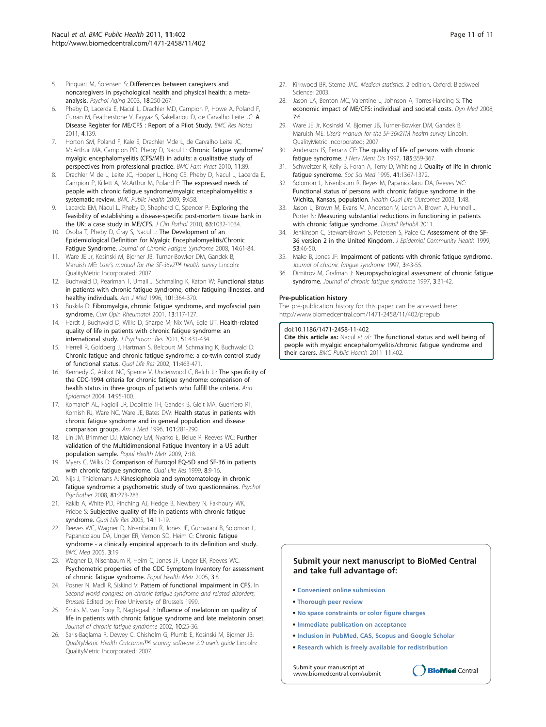5. Pinquart M, Sorensen S: **Differences between caregivers and noncaregivers in psychological health and physical health: a meta-analysis.** *Psychol Aging* 2003, **18**:250-267.
6. Pheby D, Lacerda E, Nacul L, Drachler MD, Campion P, Howe A, Poland F, Curran M, Featherstone V, Fayyaz S, Sakellariou D, de Carvalho Leite JC: **A Disease Register for ME/CFS : Report of a Pilot Study.** *BMC Res Notes* 2011, **4**:139.
7. Horton SM, Poland F, Kale S, Drachler Mde L, de Carvalho Leite JC, McArthur MA, Campion PD, Pheby D, Nacul L: **Chronic fatigue syndrome/ myalgic encephalomyelitis (CFS/ME) in adults: a qualitative study of perspectives from professional practice.** *BMC Fam Pract* 2010, **11**:89.
8. Drachler M de L, Leite JC, Hooper L, Hong CS, Pheby D, Nacul L, Lacerda E, Campion P, Killett A, McArthur M, Poland F: **The expressed needs of people with chronic fatigue syndrome/myalgic encephalomyelitis: a systematic review.** *BMC Public Health* 2009, **9**:458.
9. Lacerda EM, Nacul L, Pheby D, Shepherd C, Spencer P: **Exploring the feasibility of establishing a disease-specific post-mortem tissue bank in the UK: a case study in ME/CFS.** *J Clin Pathol* 2010, **63**:1032-1034.
10. Osoba T, Pheby D, Gray S, Nacul L: **The Development of an Epidemiological Definition for Myalgic Encephalomyelitis/Chronic Fatigue Syndrome.** *Journal of Chronic Fatigue Syndrome* 2008, **14**:61-84.
11. Ware JE Jr, Kosinski M, Bjorner JB, Turner-Bowker DM, Gandek B, Maruish ME: *User's manual for the SF-36v2™ health survey* Lincoln: QualityMetric Incorporated; 2007.
12. Buchwald D, Pearlman T, Umali J, Schmaling K, Katon W: **Functional status in patients with chronic fatigue syndrome, other fatiguing illnesses, and healthy individuals.** *Am J Med* 1996, **101**:364-370.
13. Buskila D: **Fibromyalgia, chronic fatigue syndrome, and myofascial pain syndrome.** *Curr Opin Rheumatol* 2001, **13**:117-127.
14. Hardt J, Buchwald D, Wilks D, Sharpe M, Nix WA, Egle UT: **Health-related quality of life in patients with chronic fatigue syndrome: an international study.** *J Psychosom Res* 2001, **51**:431-434.
15. Herrell R, Goldberg J, Hartman S, Belcourt M, Schmaling K, Buchwald D: **Chronic fatigue and chronic fatigue syndrome: a co-twin control study of functional status.** *Qual Life Res* 2002, **11**:463-471.
16. Kennedy G, Abbot NC, Spence V, Underwood C, Belch JJ: **The specificity of the CDC-1994 criteria for chronic fatigue syndrome: comparison of health status in three groups of patients who fulfill the criteria.** *Ann Epidemiol* 2004, **14**:95-100.
17. Komaroff AL, Fagioli LR, Doolittle TH, Gandek B, Gleit MA, Guerriero RT, Kornish RJ, Ware NC, Ware JE, Bates DW: **Health status in patients with chronic fatigue syndrome and in general population and disease comparison groups.** *Am J Med* 1996, **101**:281-290.
18. Lin JM, Brimmer DJ, Maloney EM, Nyarko E, Belue R, Reeves WC: **Further validation of the Multidimensional Fatigue Inventory in a US adult population sample.** *Popul Health Metr* 2009, **7**:18.
19. Myers C, Wilks D: **Comparison of Euroqol EQ-5D and SF-36 in patients with chronic fatigue syndrome.** *Qual Life Res* 1999, **8**:9-16.
20. Nijs J, Thielemans A: **Kinesiophobia and symptomatology in chronic fatigue syndrome: a psychometric study of two questionnaires.** *Psychol Psychother* 2008, **81**:273-283.
21. Rakib A, White PD, Pinching AJ, Hedge B, Newbery N, Fakhoury WK, Priebe S: **Subjective quality of life in patients with chronic fatigue syndrome.** *Qual Life Res* 2005, **14**:11-19.
22. Reeves WC, Wagner D, Nisenbaum R, Jones JF, Gurbaxani B, Solomon L, Papanicolaou DA, Unger ER, Vernon SD, Heim C: **Chronic fatigue syndrome - a clinically empirical approach to its definition and study.** *BMC Med* 2005, **3**:19.
23. Wagner D, Nisenbaum R, Heim C, Jones JF, Unger ER, Reeves WC: **Psychometric properties of the CDC Symptom Inventory for assessment of chronic fatigue syndrome.** *Popul Health Metr* 2005, **3**:8.
24. Posner N, Madl R, Siskind V: **Pattern of functional impairment in CFS.** In *Second world congress on chronic fatigue syndrome and related disorders; Brussels* Edited by: Free University of Brussels 1999.
25. Smits M, van Rooy R, Nagtegaal J: **Influence of melatonin on quality of life in patients with chronic fatigue syndrome and late melatonin onset.** *Journal of chronic fatigue syndrome* 2002, **10**:25-36.
26. Saris-Baglama R, Dewey C, Chisholm G, Plumb E, Kosinski M, Bjorner JB: *QualityMetric Health Outcomes™ scoring software 2.0 user's guide* Lincoln: QualityMetric Incorporated; 2007.
27. Kirkwood BR, Sterne JAC: *Medical statistics.* 2 edition. Oxford: Blackweel Science; 2003.
28. Jason LA, Benton MC, Valentine L, Johnson A, Torres-Harding S: **The economic impact of ME/CFS: individual and societal costs.** *Dyn Med* 2008, **7**:6.
29. Ware JE Jr, Kosinski M, Bjorner JB, Turner-Bowker DM, Gandek B, Maruish ME: *User's manual for the SF-36v2TM health survey* Lincoln: QualityMetric Incorporated; 2007.
30. Anderson JS, Ferrans CE: **The quality of life of persons with chronic fatigue syndrome.** *J Nerv Ment Dis* 1997, **185**:359-367.
31. Schweitzer R, Kelly B, Foran A, Terry D, Whiting J: **Quality of life in chronic fatigue syndrome.** *Soc Sci Med* 1995, **41**:1367-1372.
32. Solomon L, Nisenbaum R, Reyes M, Papanicolaou DA, Reeves WC: **Functional status of persons with chronic fatigue syndrome in the Wichita, Kansas, population.** *Health Qual Life Outcomes* 2003, **1**:48.
33. Jason L, Brown M, Evans M, Anderson V, Lerch A, Brown A, Hunnell J, Porter N: **Measuring substantial reductions in functioning in patients with chronic fatigue syndrome.** *Disabil Rehabil* 2011.
34. Jenkinson C, Stewart-Brown S, Petersen S, Paice C: **Assessment of the SF-36 version 2 in the United Kingdom.** *J Epidemiol Community Health* 1999, **53**:46-50.
35. Make B, Jones JF: **Impairment of patients with chronic fatigue syndrome.** *Journal of chronic fatigue syndrome* 1997, **3**:43-55.
36. Dimitrov M, Grafman J: **Neuropsychological assessment of chronic fatigue syndrome.** *Journal of chronic fatigue syndrome* 1997, **3**:31-42.

### Pre-publication history

The pre-publication history for this paper can be accessed here:
http://www.biomedcentral.com/1471-2458/11/402/prepub

doi:10.1186/1471-2458-11-402
**Cite this article as:** Nacul *et al.*: The functional status and well being of people with myalgic encephalomyelitis/chronic fatigue syndrome and their carers. *BMC Public Health* 2011 11:402.

**Submit your next manuscript to BioMed Central and take full advantage of:**

- **Convenient online submission**
- **Thorough peer review**
- **No space constraints or color figure charges**
- **Immediate publication on acceptance**
- **Inclusion in PubMed, CAS, Scopus and Google Scholar**
- **Research which is freely available for redistribution**

Submit your manuscript at
www.biomedcentral.com/submit

BioMed Central